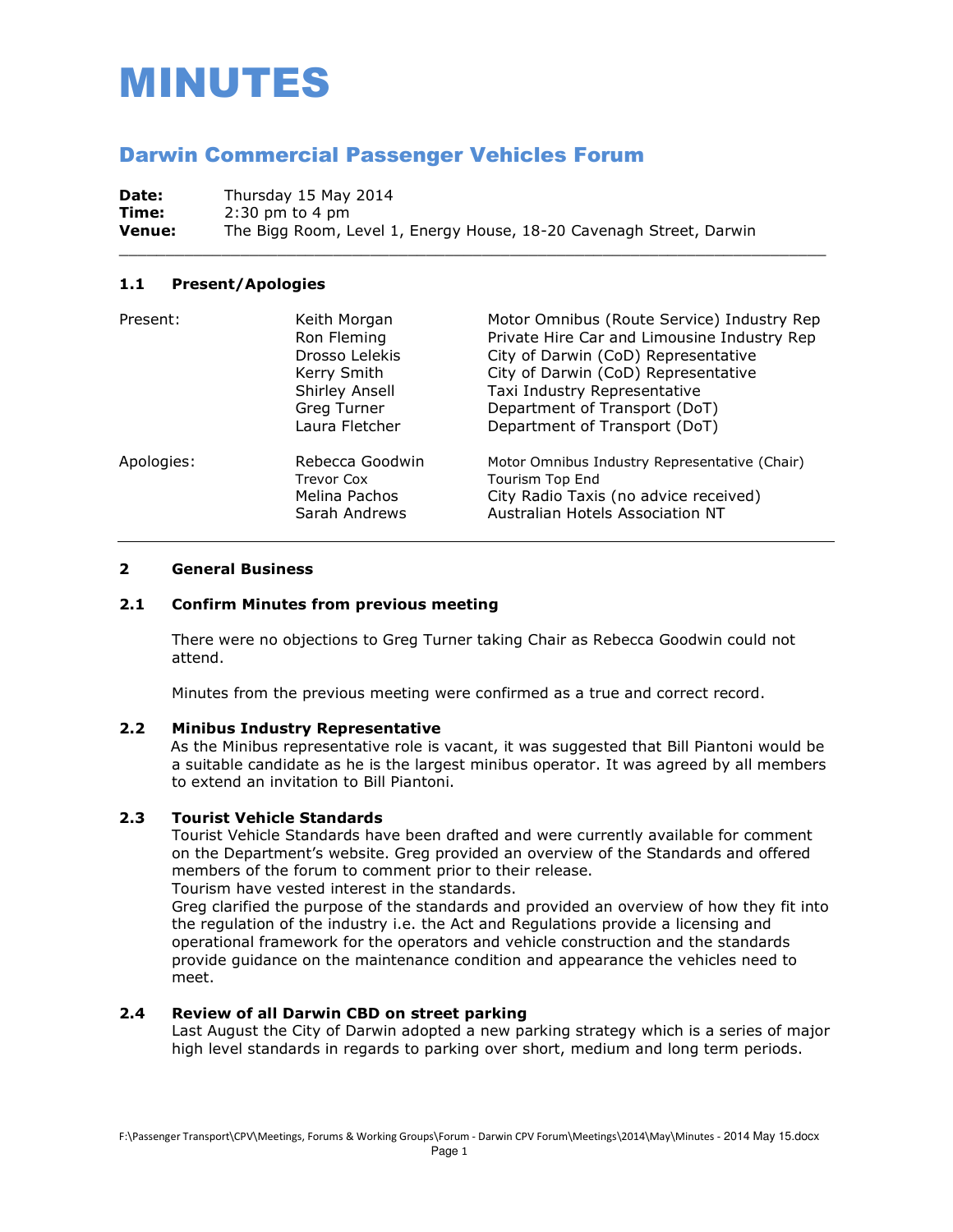# MINUTES

## Darwin Commercial Passenger Vehicles Forum

**Date:** Thursday 15 May 2014
**Time:** 2:30 pm to 4 pm
**Venue:** The Bigg Room, Level 1, Energy House, 18-20 Cavenagh Street, Darwin

---

### 1.1 Present/Apologies

| | | |
|---|---|---|
| Present: | Keith Morgan | Motor Omnibus (Route Service) Industry Rep |
| | Ron Fleming | Private Hire Car and Limousine Industry Rep |
| | Drosso Lelekis | City of Darwin (CoD) Representative |
| | Kerry Smith | City of Darwin (CoD) Representative |
| | Shirley Ansell | Taxi Industry Representative |
| | Greg Turner | Department of Transport (DoT) |
| | Laura Fletcher | Department of Transport (DoT) |
| Apologies: | Rebecca Goodwin | Motor Omnibus Industry Representative (Chair) |
| | Trevor Cox | Tourism Top End |
| | Melina Pachos | City Radio Taxis (no advice received) |
| | Sarah Andrews | Australian Hotels Association NT |

---

### 2 General Business

#### 2.1 Confirm Minutes from previous meeting

There were no objections to Greg Turner taking Chair as Rebecca Goodwin could not attend.

Minutes from the previous meeting were confirmed as a true and correct record.

#### 2.2 Minibus Industry Representative

As the Minibus representative role is vacant, it was suggested that Bill Piantoni would be a suitable candidate as he is the largest minibus operator. It was agreed by all members to extend an invitation to Bill Piantoni.

#### 2.3 Tourist Vehicle Standards

Tourist Vehicle Standards have been drafted and were currently available for comment on the Department's website. Greg provided an overview of the Standards and offered members of the forum to comment prior to their release.

Tourism have vested interest in the standards.

Greg clarified the purpose of the standards and provided an overview of how they fit into the regulation of the industry i.e. the Act and Regulations provide a licensing and operational framework for the operators and vehicle construction and the standards provide guidance on the maintenance condition and appearance the vehicles need to meet.

#### 2.4 Review of all Darwin CBD on street parking

Last August the City of Darwin adopted a new parking strategy which is a series of major high level standards in regards to parking over short, medium and long term periods.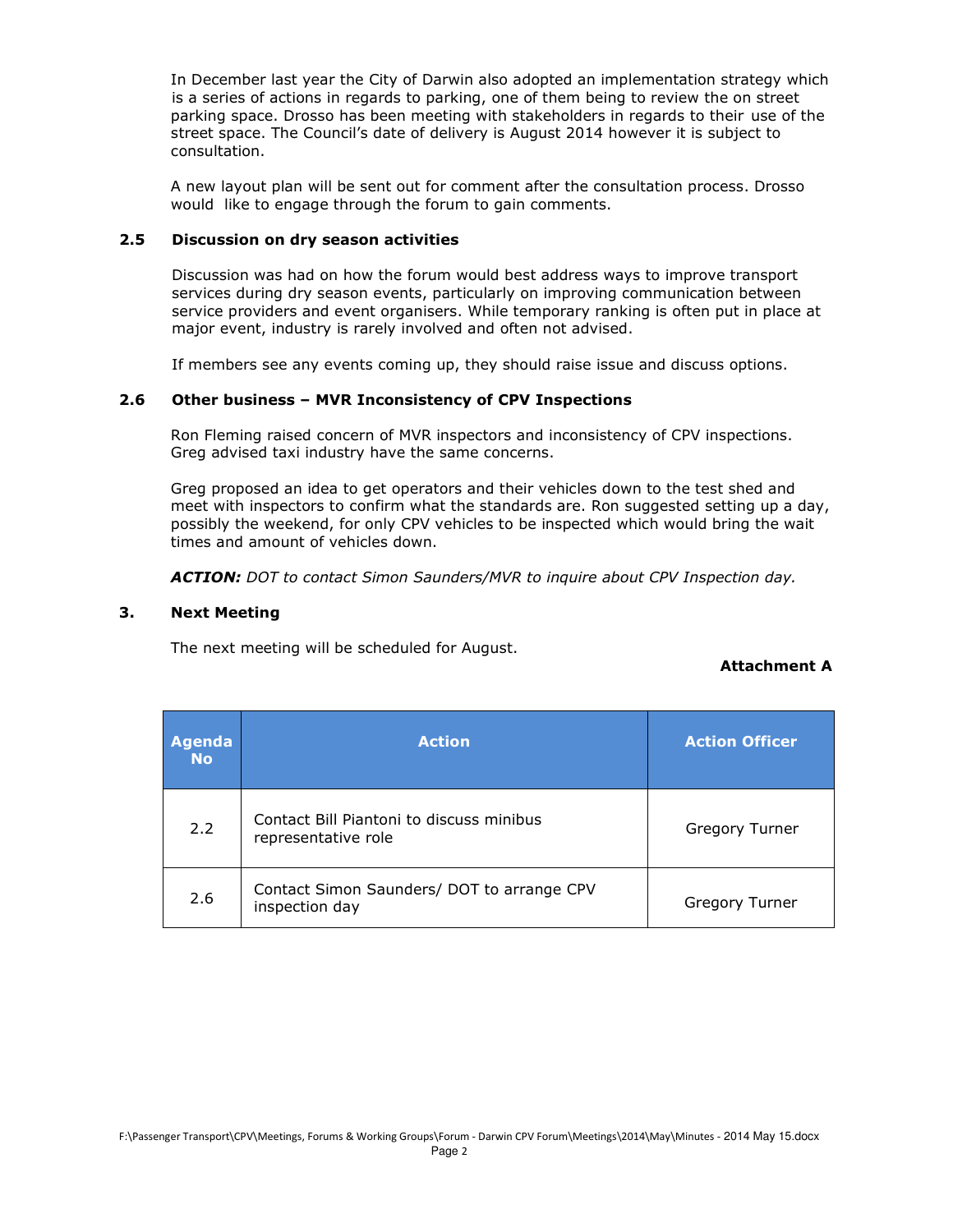In December last year the City of Darwin also adopted an implementation strategy which is a series of actions in regards to parking, one of them being to review the on street parking space. Drosso has been meeting with stakeholders in regards to their use of the street space. The Council's date of delivery is August 2014 however it is subject to consultation.

A new layout plan will be sent out for comment after the consultation process. Drosso would like to engage through the forum to gain comments.

### 2.5 Discussion on dry season activities

Discussion was had on how the forum would best address ways to improve transport services during dry season events, particularly on improving communication between service providers and event organisers. While temporary ranking is often put in place at major event, industry is rarely involved and often not advised.

If members see any events coming up, they should raise issue and discuss options.

### 2.6 Other business – MVR Inconsistency of CPV Inspections

Ron Fleming raised concern of MVR inspectors and inconsistency of CPV inspections. Greg advised taxi industry have the same concerns.

Greg proposed an idea to get operators and their vehicles down to the test shed and meet with inspectors to confirm what the standards are. Ron suggested setting up a day, possibly the weekend, for only CPV vehicles to be inspected which would bring the wait times and amount of vehicles down.

***ACTION:*** *DOT to contact Simon Saunders/MVR to inquire about CPV Inspection day.*

## 3. Next Meeting

The next meeting will be scheduled for August.

**Attachment A**

| Agenda No | Action | Action Officer |
|---|---|---|
| 2.2 | Contact Bill Piantoni to discuss minibus representative role | Gregory Turner |
| 2.6 | Contact Simon Saunders/ DOT to arrange CPV inspection day | Gregory Turner |